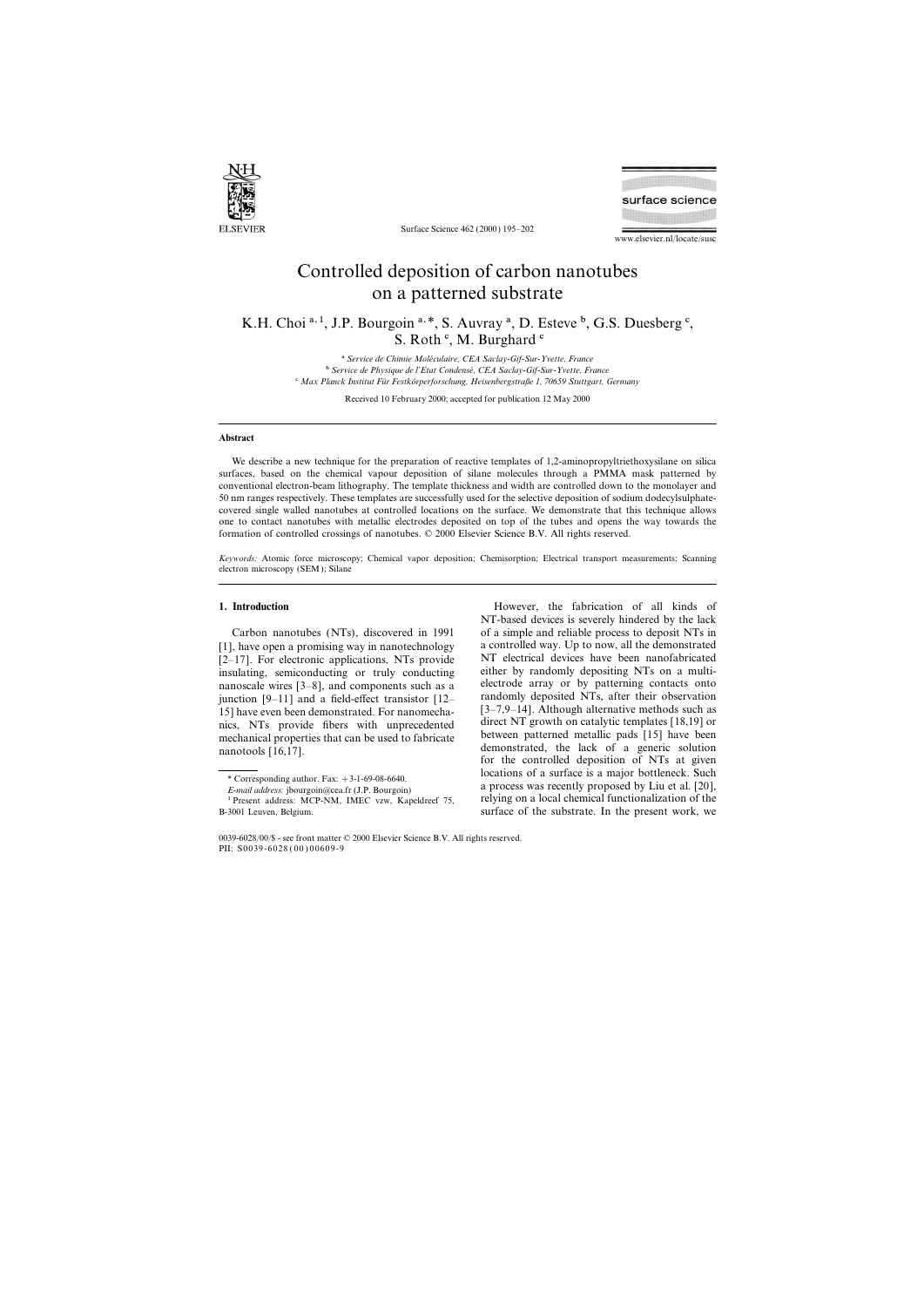# Controlled deposition of carbon nanotubes on a patterned substrate

K.H. Choi [a,1], J.P. Bourgoin [a,*], S. Auvray [a], D. Esteve [b], G.S. Duesberg [c], S. Roth [c], M. Burghard [c]

[a] *Service de Chimie Moléculaire, CEA Saclay-Gif-Sur-Yvette, France*
[b] *Service de Physique de l'Etat Condensé, CEA Saclay-Gif-Sur-Yvette, France*
[c] *Max Planck Institut Für Festkörperforschung, Heisenbergstraße 1, 70659 Stuttgart, Germany*

Received 10 February 2000; accepted for publication 12 May 2000

## Abstract

We describe a new technique for the preparation of reactive templates of 1,2-aminopropyltriethoxysilane on silica surfaces, based on the chemical vapour deposition of silane molecules through a PMMA mask patterned by conventional electron-beam lithography. The template thickness and width are controlled down to the monolayer and 50 nm ranges respectively. These templates are successfully used for the selective deposition of sodium dodecylsulphate-covered single walled nanotubes at controlled locations on the surface. We demonstrate that this technique allows one to contact nanotubes with metallic electrodes deposited on top of the tubes and opens the way towards the formation of controlled crossings of nanotubes. © 2000 Elsevier Science B.V. All rights reserved.

*Keywords:* Atomic force microscopy; Chemical vapor deposition; Chemisorption; Electrical transport measurements; Scanning electron microscopy (SEM); Silane

## 1. Introduction

Carbon nanotubes (NTs), discovered in 1991 [1], have open a promising way in nanotechnology [2–17]. For electronic applications, NTs provide insulating, semiconducting or truly conducting nanoscale wires [3–8], and components such as a junction [9–11] and a field-effect transistor [12–15] have even been demonstrated. For nanomechanics, NTs provide fibers with unprecedented mechanical properties that can be used to fabricate nanotools [16,17].

However, the fabrication of all kinds of NT-based devices is severely hindered by the lack of a simple and reliable process to deposit NTs in a controlled way. Up to now, all the demonstrated NT electrical devices have been nanofabricated either by randomly depositing NTs on a multi-electrode array or by patterning contacts onto randomly deposited NTs, after their observation [3–7,9–14]. Although alternative methods such as direct NT growth on catalytic templates [18,19] or between patterned metallic pads [15] have been demonstrated, the lack of a generic solution for the controlled deposition of NTs at given locations of a surface is a major bottleneck. Such a process was recently proposed by Liu et al. [20], relying on a local chemical functionalization of the surface of the substrate. In the present work, we

\* Corresponding author. Fax: +3-1-69-08-6640.
*E-mail address:* jbourgoin@cea.fr (J.P. Bourgoin)
[1] Present address: MCP-NM, IMEC vzw, Kapeldreef 75, B-3001 Leuven, Belgium.

0039-6028/00/$ - see front matter © 2000 Elsevier Science B.V. All rights reserved.
PII: S0039-6028(00)00609-9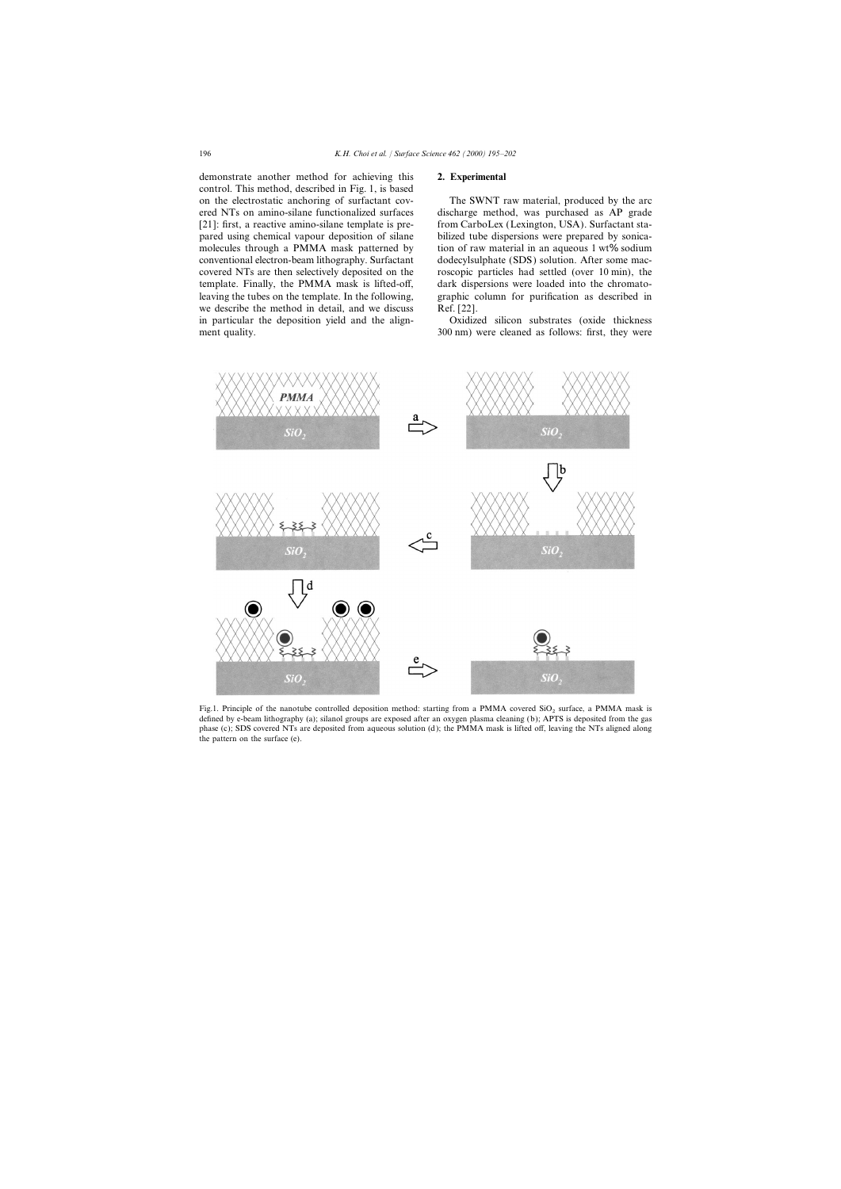demonstrate another method for achieving this control. This method, described in Fig. 1, is based on the electrostatic anchoring of surfactant covered NTs on amino-silane functionalized surfaces [21]: first, a reactive amino-silane template is prepared using chemical vapour deposition of silane molecules through a PMMA mask patterned by conventional electron-beam lithography. Surfactant covered NTs are then selectively deposited on the template. Finally, the PMMA mask is lifted-off, leaving the tubes on the template. In the following, we describe the method in detail, and we discuss in particular the deposition yield and the alignment quality.

## 2. Experimental

The SWNT raw material, produced by the arc discharge method, was purchased as AP grade from CarboLex (Lexington, USA). Surfactant stabilized tube dispersions were prepared by sonication of raw material in an aqueous 1 wt% sodium dodecylsulphate (SDS) solution. After some macroscopic particles had settled (over 10 min), the dark dispersions were loaded into the chromatographic column for purification as described in Ref. [22].

Oxidized silicon substrates (oxide thickness 300 nm) were cleaned as follows: first, they were

Fig.1. Principle of the nanotube controlled deposition method: starting from a PMMA covered $SiO_2$ surface, a PMMA mask is defined by e-beam lithography (a); silanol groups are exposed after an oxygen plasma cleaning (b); APTS is deposited from the gas phase (c); SDS covered NTs are deposited from aqueous solution (d); the PMMA mask is lifted off, leaving the NTs aligned along the pattern on the surface (e).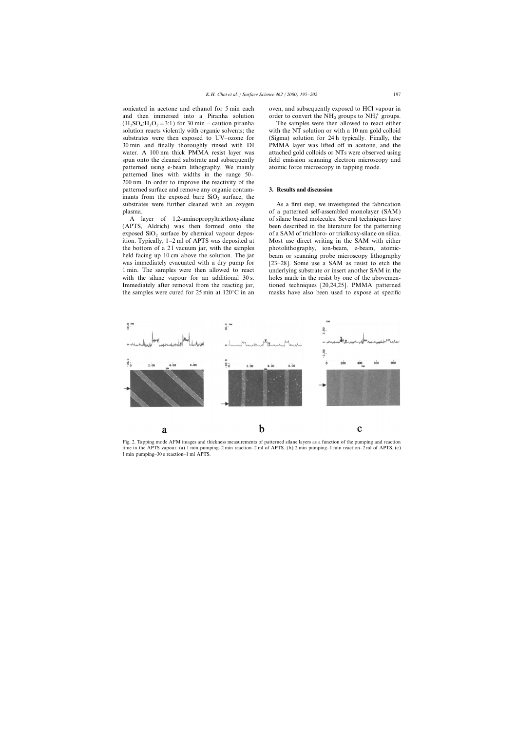sonicated in acetone and ethanol for 5 min each and then immersed into a Piranha solution ($H_2SO_4$:$H_2O_2$=3:1) for 30 min – caution piranha solution reacts violently with organic solvents; the substrates were then exposed to UV–ozone for 30 min and finally thoroughly rinsed with DI water. A 100 nm thick PMMA resist layer was spun onto the cleaned substrate and subsequently patterned using e-beam lithography. We mainly patterned lines with widths in the range 50–200 nm. In order to improve the reactivity of the patterned surface and remove any organic contaminants from the exposed bare $SiO_2$ surface, the substrates were further cleaned with an oxygen plasma.

A layer of 1,2-aminopropyltriethoxysilane (APTS, Aldrich) was then formed onto the exposed $SiO_2$ surface by chemical vapour deposition. Typically, 1–2 ml of APTS was deposited at the bottom of a 2 l vacuum jar, with the samples held facing up 10 cm above the solution. The jar was immediately evacuated with a dry pump for 1 min. The samples were then allowed to react with the silane vapour for an additional 30 s. Immediately after removal from the reacting jar, the samples were cured for 25 min at 120°C in an oven, and subsequently exposed to HCl vapour in order to convert the $NH_2$ groups to $NH_3^+$ groups.

The samples were then allowed to react either with the NT solution or with a 10 nm gold colloid (Sigma) solution for 24 h typically. Finally, the PMMA layer was lifted off in acetone, and the attached gold colloids or NTs were observed using field emission scanning electron microscopy and atomic force microscopy in tapping mode.

## 3. Results and discussion

As a first step, we investigated the fabrication of a patterned self-assembled monolayer (SAM) of silane based molecules. Several techniques have been described in the literature for the patterning of a SAM of trichloro- or trialkoxy-silane on silica. Most use direct writing in the SAM with either photolithography, ion-beam, e-beam, atomic-beam or scanning probe microscopy lithography [23–28]. Some use a SAM as resist to etch the underlying substrate or insert another SAM in the holes made in the resist by one of the abovementioned techniques [20,24,25]. PMMA patterned masks have also been used to expose at specific

Fig. 2. Tapping mode AFM images and thickness measurements of patterned silane layers as a function of the pumping and reaction time in the APTS vapour. (a) 1 min pumping–2 min reaction–2 ml of APTS. (b) 2 min pumping–1 min reaction–2 ml of APTS. (c) 1 min pumping–30 s reaction–1 ml APTS.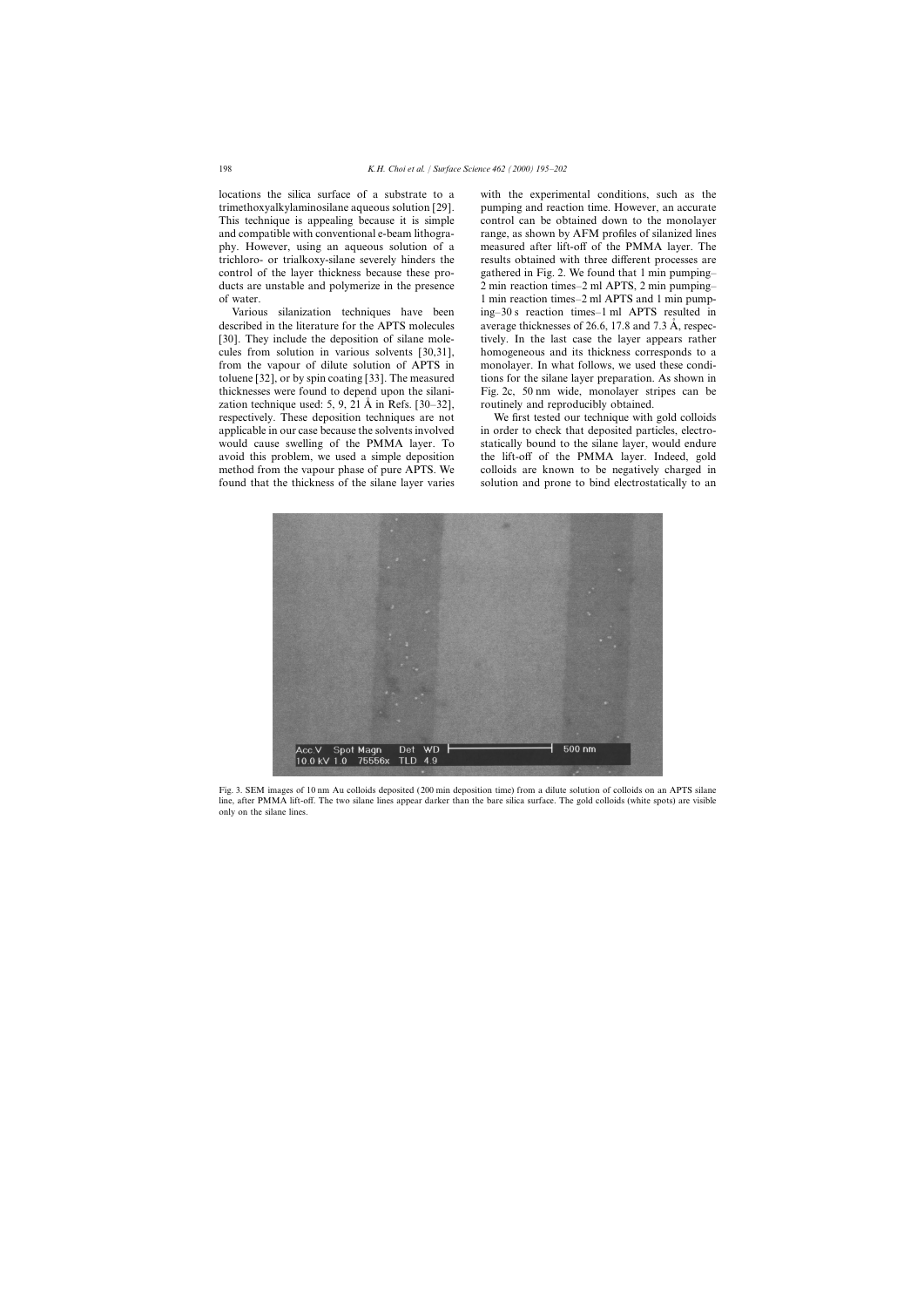locations the silica surface of a substrate to a trimethoxyalkylaminosilane aqueous solution [29]. This technique is appealing because it is simple and compatible with conventional e-beam lithography. However, using an aqueous solution of a trichloro- or trialkoxy-silane severely hinders the control of the layer thickness because these products are unstable and polymerize in the presence of water.

Various silanization techniques have been described in the literature for the APTS molecules [30]. They include the deposition of silane molecules from solution in various solvents [30,31], from the vapour of dilute solution of APTS in toluene [32], or by spin coating [33]. The measured thicknesses were found to depend upon the silanization technique used: 5, 9, 21 Å in Refs. [30–32], respectively. These deposition techniques are not applicable in our case because the solvents involved would cause swelling of the PMMA layer. To avoid this problem, we used a simple deposition method from the vapour phase of pure APTS. We found that the thickness of the silane layer varies with the experimental conditions, such as the pumping and reaction time. However, an accurate control can be obtained down to the monolayer range, as shown by AFM profiles of silanized lines measured after lift-off of the PMMA layer. The results obtained with three different processes are gathered in Fig. 2. We found that 1 min pumping–2 min reaction times–2 ml APTS, 2 min pumping–1 min reaction times–2 ml APTS and 1 min pumping–30 s reaction times–1 ml APTS resulted in average thicknesses of 26.6, 17.8 and 7.3 Å, respectively. In the last case the layer appears rather homogeneous and its thickness corresponds to a monolayer. In what follows, we used these conditions for the silane layer preparation. As shown in Fig. 2c, 50 nm wide, monolayer stripes can be routinely and reproducibly obtained.

We first tested our technique with gold colloids in order to check that deposited particles, electrostatically bound to the silane layer, would endure the lift-off of the PMMA layer. Indeed, gold colloids are known to be negatively charged in solution and prone to bind electrostatically to an

Fig. 3. SEM images of 10 nm Au colloids deposited (200 min deposition time) from a dilute solution of colloids on an APTS silane line, after PMMA lift-off. The two silane lines appear darker than the bare silica surface. The gold colloids (white spots) are visible only on the silane lines.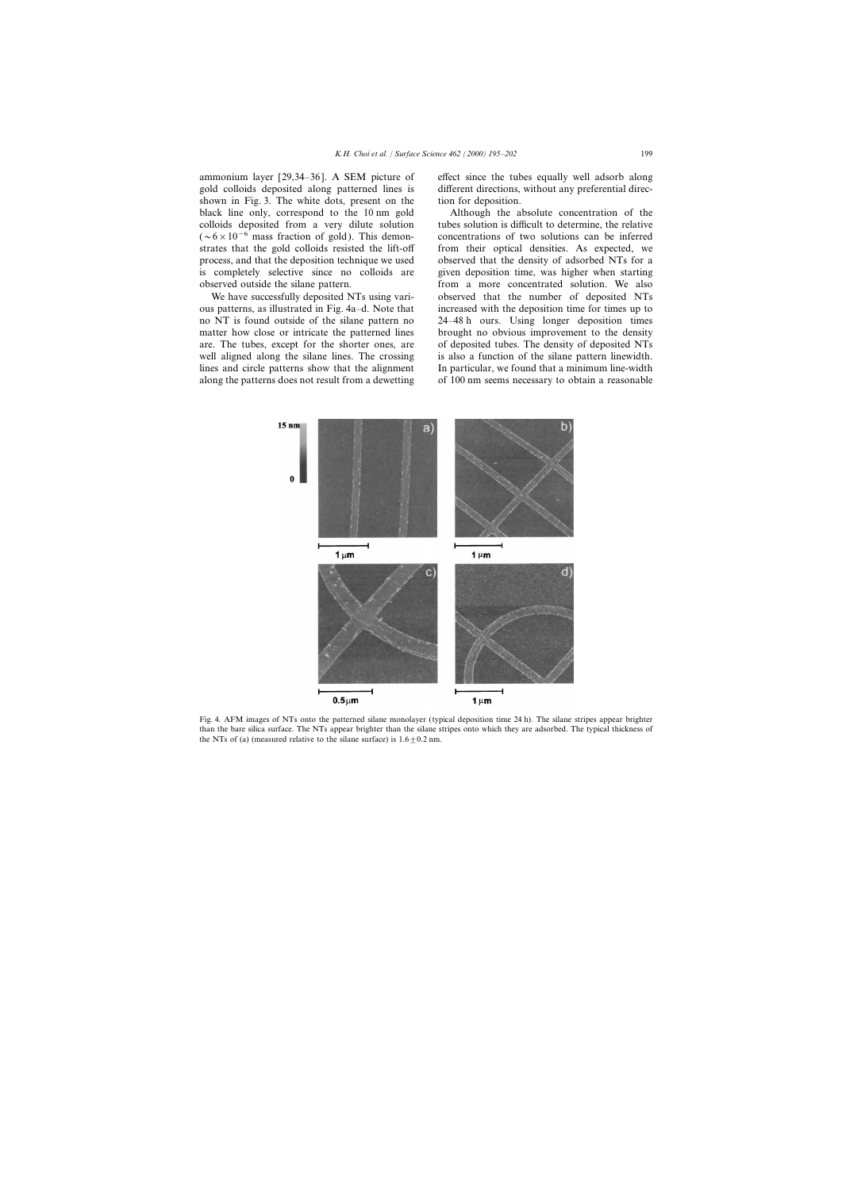ammonium layer [29,34–36]. A SEM picture of gold colloids deposited along patterned lines is shown in Fig. 3. The white dots, present on the black line only, correspond to the 10 nm gold colloids deposited from a very dilute solution ($\sim 6 \times 10^{-6}$ mass fraction of gold). This demonstrates that the gold colloids resisted the lift-off process, and that the deposition technique we used is completely selective since no colloids are observed outside the silane pattern.

We have successfully deposited NTs using various patterns, as illustrated in Fig. 4a–d. Note that no NT is found outside of the silane pattern no matter how close or intricate the patterned lines are. The tubes, except for the shorter ones, are well aligned along the silane lines. The crossing lines and circle patterns show that the alignment along the patterns does not result from a dewetting effect since the tubes equally well adsorb along different directions, without any preferential direction for deposition.

Although the absolute concentration of the tubes solution is difficult to determine, the relative concentrations of two solutions can be inferred from their optical densities. As expected, we observed that the density of adsorbed NTs for a given deposition time, was higher when starting from a more concentrated solution. We also observed that the number of deposited NTs increased with the deposition time for times up to 24–48 h ours. Using longer deposition times brought no obvious improvement to the density of deposited tubes. The density of deposited NTs is also a function of the silane pattern linewidth. In particular, we found that a minimum line-width of 100 nm seems necessary to obtain a reasonable

Fig. 4. AFM images of NTs onto the patterned silane monolayer (typical deposition time 24 h). The silane stripes appear brighter than the bare silica surface. The NTs appear brighter than the silane stripes onto which they are adsorbed. The typical thickness of the NTs of (a) (measured relative to the silane surface) is $1.6 \pm 0.2$ nm.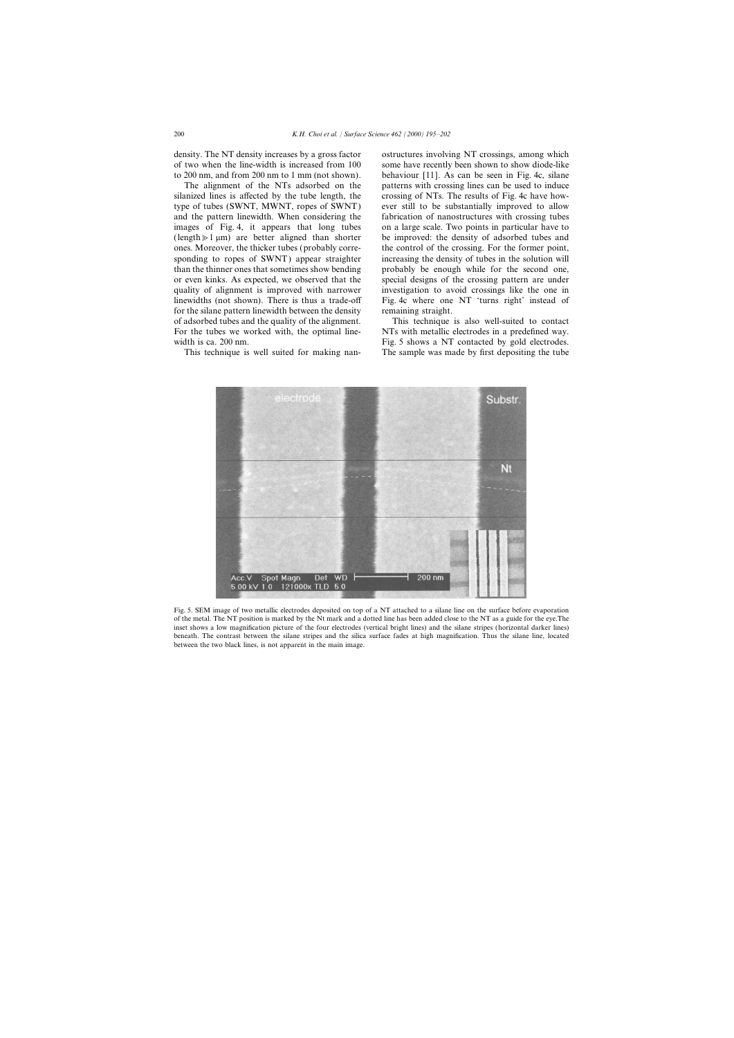density. The NT density increases by a gross factor of two when the line-width is increased from 100 to 200 nm, and from 200 nm to 1 mm (not shown).

The alignment of the NTs adsorbed on the silanized lines is affected by the tube length, the type of tubes (SWNT, MWNT, ropes of SWNT) and the pattern linewidth. When considering the images of Fig. 4, it appears that long tubes (length $\geqslant 1$ μm) are better aligned than shorter ones. Moreover, the thicker tubes (probably corresponding to ropes of SWNT) appear straighter than the thinner ones that sometimes show bending or even kinks. As expected, we observed that the quality of alignment is improved with narrower linewidths (not shown). There is thus a trade-off for the silane pattern linewidth between the density of adsorbed tubes and the quality of the alignment. For the tubes we worked with, the optimal linewidth is ca. 200 nm.

This technique is well suited for making nanostructures involving NT crossings, among which some have recently been shown to show diode-like behaviour [11]. As can be seen in Fig. 4c, silane patterns with crossing lines can be used to induce crossing of NTs. The results of Fig. 4c have however still to be substantially improved to allow fabrication of nanostructures with crossing tubes on a large scale. Two points in particular have to be improved: the density of adsorbed tubes and the control of the crossing. For the former point, increasing the density of tubes in the solution will probably be enough while for the second one, special designs of the crossing pattern are under investigation to avoid crossings like the one in Fig. 4c where one NT 'turns right' instead of remaining straight.

This technique is also well-suited to contact NTs with metallic electrodes in a predefined way. Fig. 5 shows a NT contacted by gold electrodes. The sample was made by first depositing the tube

Fig. 5. SEM image of two metallic electrodes deposited on top of a NT attached to a silane line on the surface before evaporation of the metal. The NT position is marked by the Nt mark and a dotted line has been added close to the NT as a guide for the eye. The inset shows a low magnification picture of the four electrodes (vertical bright lines) and the silane stripes (horizontal darker lines) beneath. The contrast between the silane stripes and the silica surface fades at high magnification. Thus the silane line, located between the two black lines, is not apparent in the main image.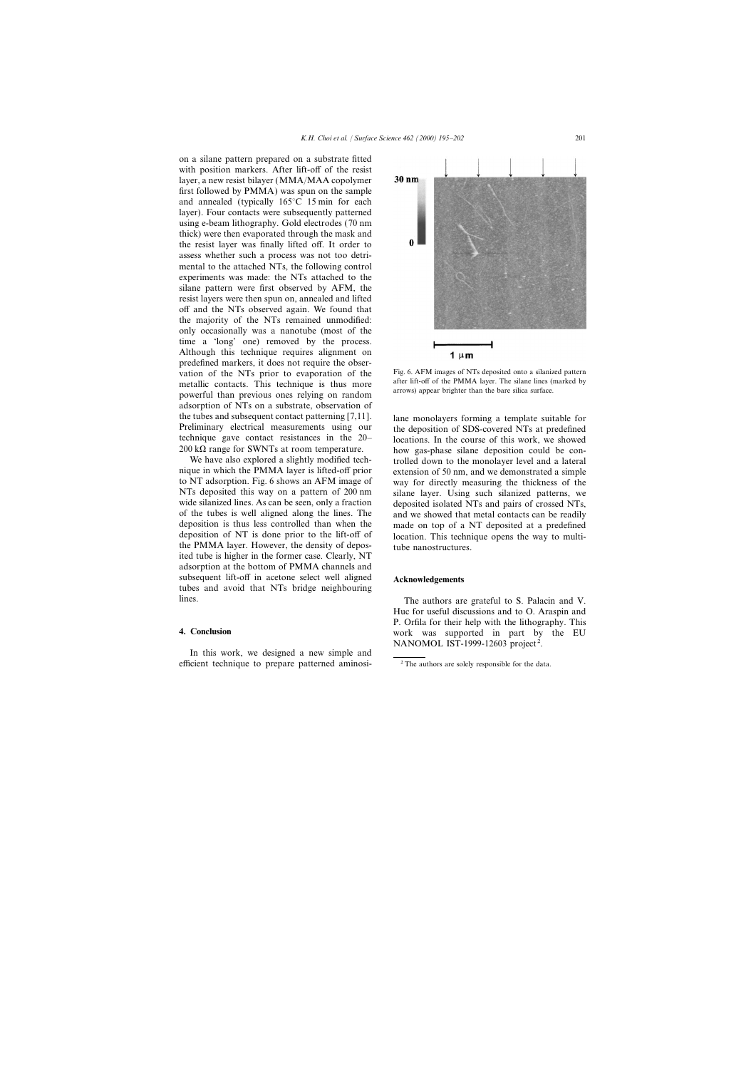on a silane pattern prepared on a substrate fitted with position markers. After lift-off of the resist layer, a new resist bilayer (MMA/MAA copolymer first followed by PMMA) was spun on the sample and annealed (typically 165°C 15 min for each layer). Four contacts were subsequently patterned using e-beam lithography. Gold electrodes (70 nm thick) were then evaporated through the mask and the resist layer was finally lifted off. It order to assess whether such a process was not too detrimental to the attached NTs, the following control experiments was made: the NTs attached to the silane pattern were first observed by AFM, the resist layers were then spun on, annealed and lifted off and the NTs observed again. We found that the majority of the NTs remained unmodified: only occasionally was a nanotube (most of the time a 'long' one) removed by the process. Although this technique requires alignment on predefined markers, it does not require the observation of the NTs prior to evaporation of the metallic contacts. This technique is thus more powerful than previous ones relying on random adsorption of NTs on a substrate, observation of the tubes and subsequent contact patterning [7,11]. Preliminary electrical measurements using our technique gave contact resistances in the 20–200 kΩ range for SWNTs at room temperature.

We have also explored a slightly modified technique in which the PMMA layer is lifted-off prior to NT adsorption. Fig. 6 shows an AFM image of NTs deposited this way on a pattern of 200 nm wide silanized lines. As can be seen, only a fraction of the tubes is well aligned along the lines. The deposition is thus less controlled than when the deposition of NT is done prior to the lift-off of the PMMA layer. However, the density of deposited tube is higher in the former case. Clearly, NT adsorption at the bottom of PMMA channels and subsequent lift-off in acetone select well aligned tubes and avoid that NTs bridge neighbouring lines.

Fig. 6. AFM images of NTs deposited onto a silanized pattern after lift-off of the PMMA layer. The silane lines (marked by arrows) appear brighter than the bare silica surface.

## 4. Conclusion

In this work, we designed a new simple and efficient technique to prepare patterned aminosilane monolayers forming a template suitable for the deposition of SDS-covered NTs at predefined locations. In the course of this work, we showed how gas-phase silane deposition could be controlled down to the monolayer level and a lateral extension of 50 nm, and we demonstrated a simple way for directly measuring the thickness of the silane layer. Using such silanized patterns, we deposited isolated NTs and pairs of crossed NTs, and we showed that metal contacts can be readily made on top of a NT deposited at a predefined location. This technique opens the way to multi-tube nanostructures.

## Acknowledgements

The authors are grateful to S. Palacin and V. Huc for useful discussions and to O. Araspin and P. Orfila for their help with the lithography. This work was supported in part by the EU NANOMOL IST-1999-12603 project[2].

[2] The authors are solely responsible for the data.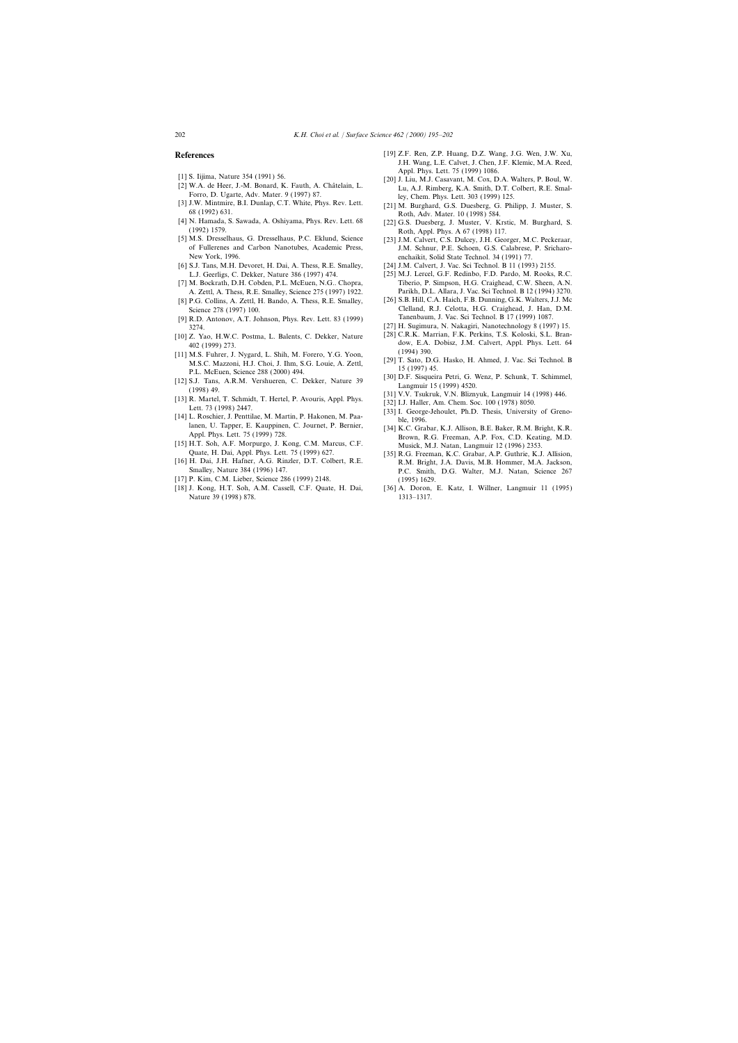## References

[1] S. Iijima, Nature 354 (1991) 56.

[2] W.A. de Heer, J.-M. Bonard, K. Fauth, A. Châtelain, L. Forro, D. Ugarte, Adv. Mater. 9 (1997) 87.

[3] J.W. Mintmire, B.I. Dunlap, C.T. White, Phys. Rev. Lett. 68 (1992) 631.

[4] N. Hamada, S. Sawada, A. Oshiyama, Phys. Rev. Lett. 68 (1992) 1579.

[5] M.S. Dresselhaus, G. Dresselhaus, P.C. Eklund, Science of Fullerenes and Carbon Nanotubes, Academic Press, New York, 1996.

[6] S.J. Tans, M.H. Devoret, H. Dai, A. Thess, R.E. Smalley, L.J. Geerligs, C. Dekker, Nature 386 (1997) 474.

[7] M. Bockrath, D.H. Cobden, P.L. McEuen, N.G.. Chopra, A. Zettl, A. Thess, R.E. Smalley, Science 275 (1997) 1922.

[8] P.G. Collins, A. Zettl, H. Bando, A. Thess, R.E. Smalley, Science 278 (1997) 100.

[9] R.D. Antonov, A.T. Johnson, Phys. Rev. Lett. 83 (1999) 3274.

[10] Z. Yao, H.W.C. Postma, L. Balents, C. Dekker, Nature 402 (1999) 273.

[11] M.S. Fuhrer, J. Nygard, L. Shih, M. Forero, Y.G. Yoon, M.S.C. Mazzoni, H.J. Choi, J. Ihm, S.G. Louie, A. Zettl, P.L. McEuen, Science 288 (2000) 494.

[12] S.J. Tans, A.R.M. Vershueren, C. Dekker, Nature 39 (1998) 49.

[13] R. Martel, T. Schmidt, T. Hertel, P. Avouris, Appl. Phys. Lett. 73 (1998) 2447.

[14] L. Roschier, J. Penttilae, M. Martin, P. Hakonen, M. Paalanen, U. Tapper, E. Kauppinen, C. Journet, P. Bernier, Appl. Phys. Lett. 75 (1999) 728.

[15] H.T. Soh, A.F. Morpurgo, J. Kong, C.M. Marcus, C.F. Quate, H. Dai, Appl. Phys. Lett. 75 (1999) 627.

[16] H. Dai, J.H. Hafner, A.G. Rinzler, D.T. Colbert, R.E. Smalley, Nature 384 (1996) 147.

[17] P. Kim, C.M. Lieber, Science 286 (1999) 2148.

[18] J. Kong, H.T. Soh, A.M. Cassell, C.F. Quate, H. Dai, Nature 39 (1998) 878.

[19] Z.F. Ren, Z.P. Huang, D.Z. Wang, J.G. Wen, J.W. Xu, J.H. Wang, L.E. Calvet, J. Chen, J.F. Klemic, M.A. Reed, Appl. Phys. Lett. 75 (1999) 1086.

[20] J. Liu, M.J. Casavant, M. Cox, D.A. Walters, P. Boul, W. Lu, A.J. Rimberg, K.A. Smith, D.T. Colbert, R.E. Smalley, Chem. Phys. Lett. 303 (1999) 125.

[21] M. Burghard, G.S. Duesberg, G. Philipp, J. Muster, S. Roth, Adv. Mater. 10 (1998) 584.

[22] G.S. Duesberg, J. Muster, V. Krstic, M. Burghard, S. Roth, Appl. Phys. A 67 (1998) 117.

[23] J.M. Calvert, C.S. Dulcey, J.H. Georger, M.C. Peckeraar, J.M. Schnur, P.E. Schoen, G.S. Calabrese, P. Sricharoenchaikit, Solid State Technol. 34 (1991) 77.

[24] J.M. Calvert, J. Vac. Sci Technol. B 11 (1993) 2155.

[25] M.J. Lercel, G.F. Redinbo, F.D. Pardo, M. Rooks, R.C. Tiberio, P. Simpson, H.G. Craighead, C.W. Sheen, A.N. Parikh, D.L. Allara, J. Vac. Sci Technol. B 12 (1994) 3270.

[26] S.B. Hill, C.A. Haich, F.B. Dunning, G.K. Walters, J.J. Mc Clelland, R.J. Celotta, H.G. Craighead, J. Han, D.M. Tanenbaum, J. Vac. Sci Technol. B 17 (1999) 1087.

[27] H. Sugimura, N. Nakagiri, Nanotechnology 8 (1997) 15.

[28] C.R.K. Marrian, F.K. Perkins, T.S. Koloski, S.L. Brandow, E.A. Dobisz, J.M. Calvert, Appl. Phys. Lett. 64 (1994) 390.

[29] T. Sato, D.G. Hasko, H. Ahmed, J. Vac. Sci Technol. B 15 (1997) 45.

[30] D.F. Sisqueira Petri, G. Wenz, P. Schunk, T. Schimmel, Langmuir 15 (1999) 4520.

[31] V.V. Tsukruk, V.N. Bliznyuk, Langmuir 14 (1998) 446.

[32] I.J. Haller, Am. Chem. Soc. 100 (1978) 8050.

[33] I. George-Jehoulet, Ph.D. Thesis, University of Grenoble, 1996.

[34] K.C. Grabar, K.J. Allison, B.E. Baker, R.M. Bright, K.R. Brown, R.G. Freeman, A.P. Fox, C.D. Keating, M.D. Musick, M.J. Natan, Langmuir 12 (1996) 2353.

[35] R.G. Freeman, K.C. Grabar, A.P. Guthrie, K.J. Allision, R.M. Bright, J.A. Davis, M.B. Hommer, M.A. Jackson, P.C. Smith, D.G. Walter, M.J. Natan, Science 267 (1995) 1629.

[36] A. Doron, E. Katz, I. Willner, Langmuir 11 (1995) 1313–1317.